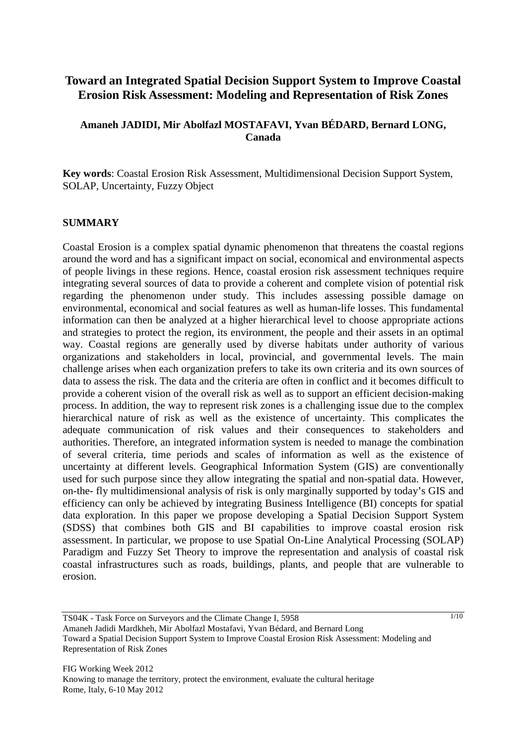# Toward an Integrated Spatial Decision Support System to Improve Coastal Erosion Risk Assessment: Modeling and Representation of Risk Zones

**Amaneh JADIDI, Mir Abolfazl MOSTAFAVI, Yvan BÉDARD, Bernard LONG, Canada**

**Key words**: Coastal Erosion Risk Assessment, Multidimensional Decision Support System, SOLAP, Uncertainty, Fuzzy Object

## SUMMARY

Coastal Erosion is a complex spatial dynamic phenomenon that threatens the coastal regions around the word and has a significant impact on social, economical and environmental aspects of people livings in these regions. Hence, coastal erosion risk assessment techniques require integrating several sources of data to provide a coherent and complete vision of potential risk regarding the phenomenon under study. This includes assessing possible damage on environmental, economical and social features as well as human-life losses. This fundamental information can then be analyzed at a higher hierarchical level to choose appropriate actions and strategies to protect the region, its environment, the people and their assets in an optimal way. Coastal regions are generally used by diverse habitats under authority of various organizations and stakeholders in local, provincial, and governmental levels. The main challenge arises when each organization prefers to take its own criteria and its own sources of data to assess the risk. The data and the criteria are often in conflict and it becomes difficult to provide a coherent vision of the overall risk as well as to support an efficient decision-making process. In addition, the way to represent risk zones is a challenging issue due to the complex hierarchical nature of risk as well as the existence of uncertainty. This complicates the adequate communication of risk values and their consequences to stakeholders and authorities. Therefore, an integrated information system is needed to manage the combination of several criteria, time periods and scales of information as well as the existence of uncertainty at different levels. Geographical Information System (GIS) are conventionally used for such purpose since they allow integrating the spatial and non-spatial data. However, on-the- fly multidimensional analysis of risk is only marginally supported by today's GIS and efficiency can only be achieved by integrating Business Intelligence (BI) concepts for spatial data exploration. In this paper we propose developing a Spatial Decision Support System (SDSS) that combines both GIS and BI capabilities to improve coastal erosion risk assessment. In particular, we propose to use Spatial On-Line Analytical Processing (SOLAP) Paradigm and Fuzzy Set Theory to improve the representation and analysis of coastal risk coastal infrastructures such as roads, buildings, plants, and people that are vulnerable to erosion.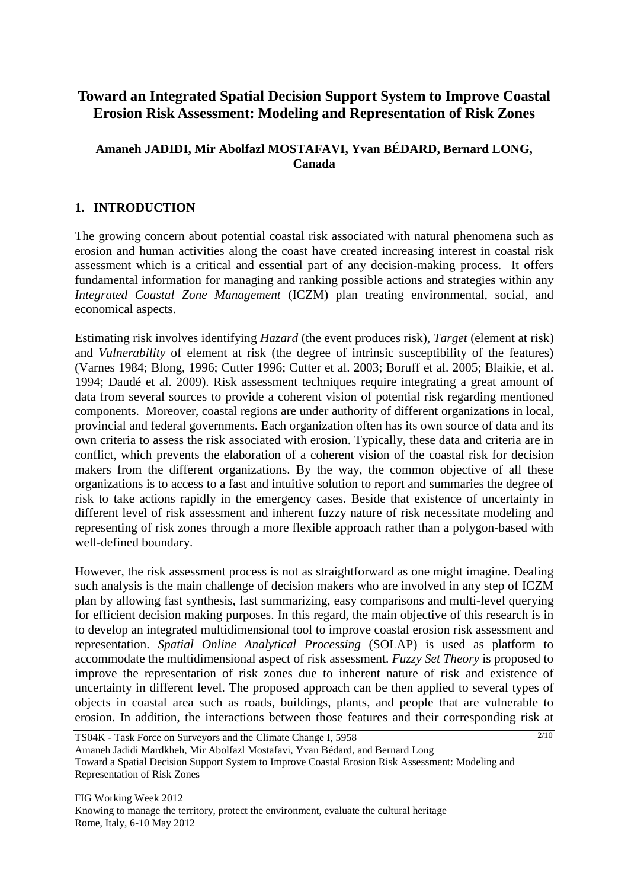# Toward an Integrated Spatial Decision Support System to Improve Coastal Erosion Risk Assessment: Modeling and Representation of Risk Zones

**Amaneh JADIDI, Mir Abolfazl MOSTAFAVI, Yvan BÉDARD, Bernard LONG, Canada**

## 1. INTRODUCTION

The growing concern about potential coastal risk associated with natural phenomena such as erosion and human activities along the coast have created increasing interest in coastal risk assessment which is a critical and essential part of any decision-making process. It offers fundamental information for managing and ranking possible actions and strategies within any *Integrated Coastal Zone Management* (ICZM) plan treating environmental, social, and economical aspects.

Estimating risk involves identifying *Hazard* (the event produces risk), *Target* (element at risk) and *Vulnerability* of element at risk (the degree of intrinsic susceptibility of the features) (Varnes 1984; Blong, 1996; Cutter 1996; Cutter et al. 2003; Boruff et al. 2005; Blaikie, et al. 1994; Daudé et al. 2009). Risk assessment techniques require integrating a great amount of data from several sources to provide a coherent vision of potential risk regarding mentioned components. Moreover, coastal regions are under authority of different organizations in local, provincial and federal governments. Each organization often has its own source of data and its own criteria to assess the risk associated with erosion. Typically, these data and criteria are in conflict, which prevents the elaboration of a coherent vision of the coastal risk for decision makers from the different organizations. By the way, the common objective of all these organizations is to access to a fast and intuitive solution to report and summaries the degree of risk to take actions rapidly in the emergency cases. Beside that existence of uncertainty in different level of risk assessment and inherent fuzzy nature of risk necessitate modeling and representing of risk zones through a more flexible approach rather than a polygon-based with well-defined boundary.

However, the risk assessment process is not as straightforward as one might imagine. Dealing such analysis is the main challenge of decision makers who are involved in any step of ICZM plan by allowing fast synthesis, fast summarizing, easy comparisons and multi-level querying for efficient decision making purposes. In this regard, the main objective of this research is in to develop an integrated multidimensional tool to improve coastal erosion risk assessment and representation. *Spatial Online Analytical Processing* (SOLAP) is used as platform to accommodate the multidimensional aspect of risk assessment. *Fuzzy Set Theory* is proposed to improve the representation of risk zones due to inherent nature of risk and existence of uncertainty in different level. The proposed approach can be then applied to several types of objects in coastal area such as roads, buildings, plants, and people that are vulnerable to erosion. In addition, the interactions between those features and their corresponding risk at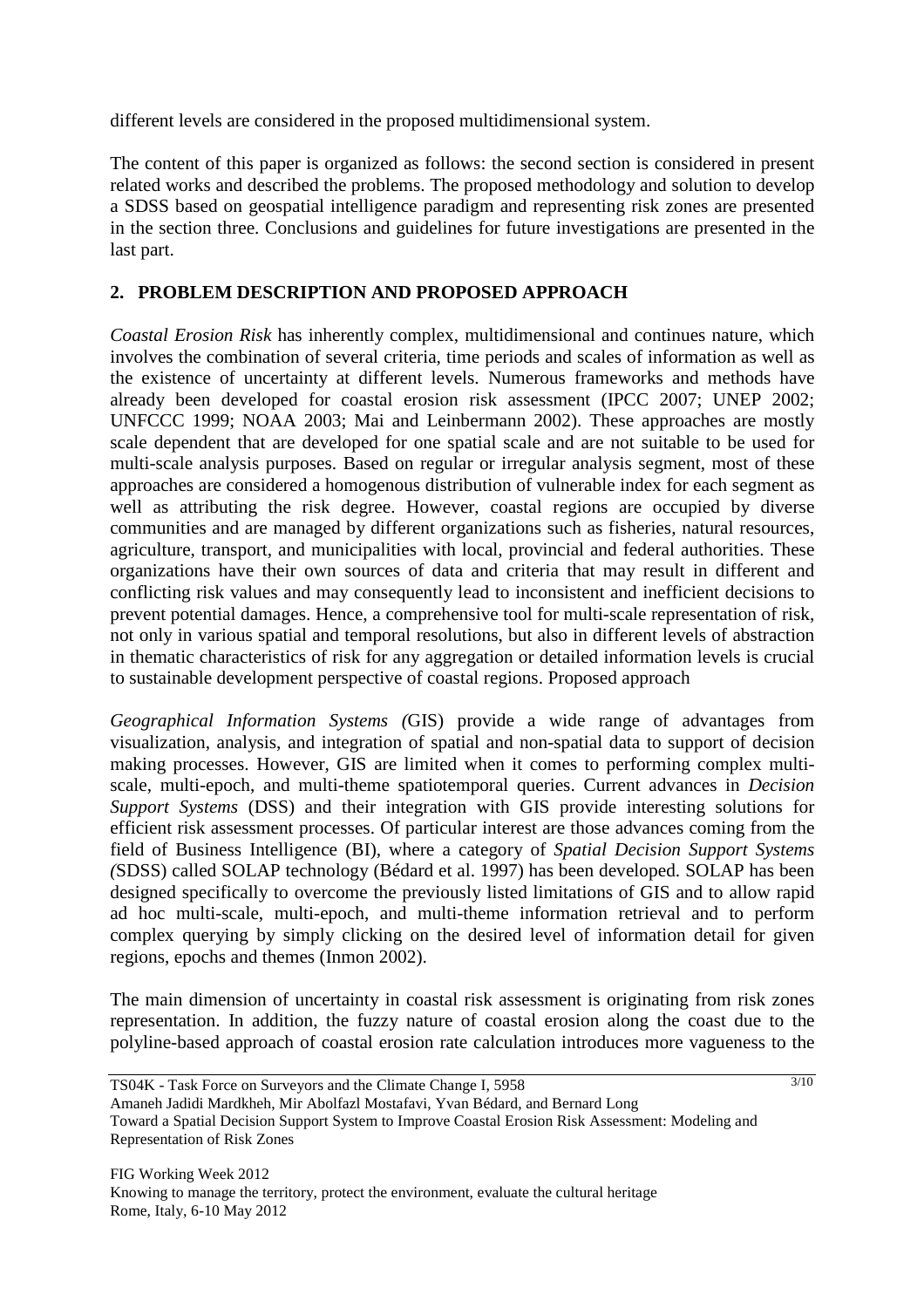different levels are considered in the proposed multidimensional system.

The content of this paper is organized as follows: the second section is considered in present related works and described the problems. The proposed methodology and solution to develop a SDSS based on geospatial intelligence paradigm and representing risk zones are presented in the section three. Conclusions and guidelines for future investigations are presented in the last part.

## 2. PROBLEM DESCRIPTION AND PROPOSED APPROACH

*Coastal Erosion Risk* has inherently complex, multidimensional and continues nature, which involves the combination of several criteria, time periods and scales of information as well as the existence of uncertainty at different levels. Numerous frameworks and methods have already been developed for coastal erosion risk assessment (IPCC 2007; UNEP 2002; UNFCCC 1999; NOAA 2003; Mai and Leinbermann 2002). These approaches are mostly scale dependent that are developed for one spatial scale and are not suitable to be used for multi-scale analysis purposes. Based on regular or irregular analysis segment, most of these approaches are considered a homogenous distribution of vulnerable index for each segment as well as attributing the risk degree. However, coastal regions are occupied by diverse communities and are managed by different organizations such as fisheries, natural resources, agriculture, transport, and municipalities with local, provincial and federal authorities. These organizations have their own sources of data and criteria that may result in different and conflicting risk values and may consequently lead to inconsistent and inefficient decisions to prevent potential damages. Hence, a comprehensive tool for multi-scale representation of risk, not only in various spatial and temporal resolutions, but also in different levels of abstraction in thematic characteristics of risk for any aggregation or detailed information levels is crucial to sustainable development perspective of coastal regions. Proposed approach

*Geographical Information Systems (*GIS) provide a wide range of advantages from visualization, analysis, and integration of spatial and non-spatial data to support of decision making processes. However, GIS are limited when it comes to performing complex multi-scale, multi-epoch, and multi-theme spatiotemporal queries. Current advances in *Decision Support Systems* (DSS) and their integration with GIS provide interesting solutions for efficient risk assessment processes. Of particular interest are those advances coming from the field of Business Intelligence (BI), where a category of *Spatial Decision Support Systems (*SDSS) called SOLAP technology (Bédard et al. 1997) has been developed. SOLAP has been designed specifically to overcome the previously listed limitations of GIS and to allow rapid ad hoc multi-scale, multi-epoch, and multi-theme information retrieval and to perform complex querying by simply clicking on the desired level of information detail for given regions, epochs and themes (Inmon 2002).

The main dimension of uncertainty in coastal risk assessment is originating from risk zones representation. In addition, the fuzzy nature of coastal erosion along the coast due to the polyline-based approach of coastal erosion rate calculation introduces more vagueness to the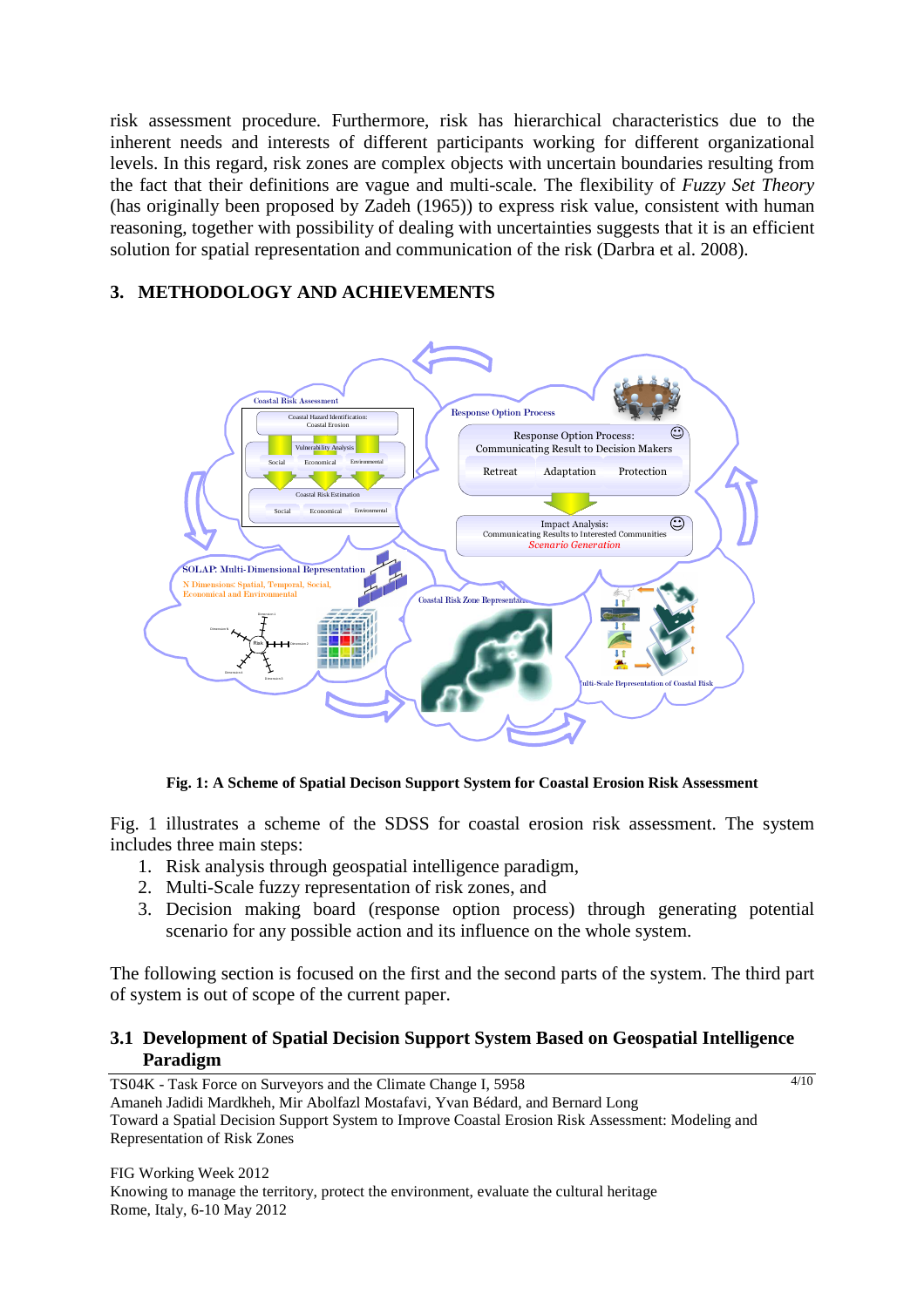risk assessment procedure. Furthermore, risk has hierarchical characteristics due to the inherent needs and interests of different participants working for different organizational levels. In this regard, risk zones are complex objects with uncertain boundaries resulting from the fact that their definitions are vague and multi-scale. The flexibility of *Fuzzy Set Theory* (has originally been proposed by Zadeh (1965)) to express risk value, consistent with human reasoning, together with possibility of dealing with uncertainties suggests that it is an efficient solution for spatial representation and communication of the risk (Darbra et al. 2008).

## 3. METHODOLOGY AND ACHIEVEMENTS

**Fig. 1: A Scheme of Spatial Decison Support System for Coastal Erosion Risk Assessment**

Fig. 1 illustrates a scheme of the SDSS for coastal erosion risk assessment. The system includes three main steps:

1. Risk analysis through geospatial intelligence paradigm,
2. Multi-Scale fuzzy representation of risk zones, and
3. Decision making board (response option process) through generating potential scenario for any possible action and its influence on the whole system.

The following section is focused on the first and the second parts of the system. The third part of system is out of scope of the current paper.

### 3.1 Development of Spatial Decision Support System Based on Geospatial Intelligence Paradigm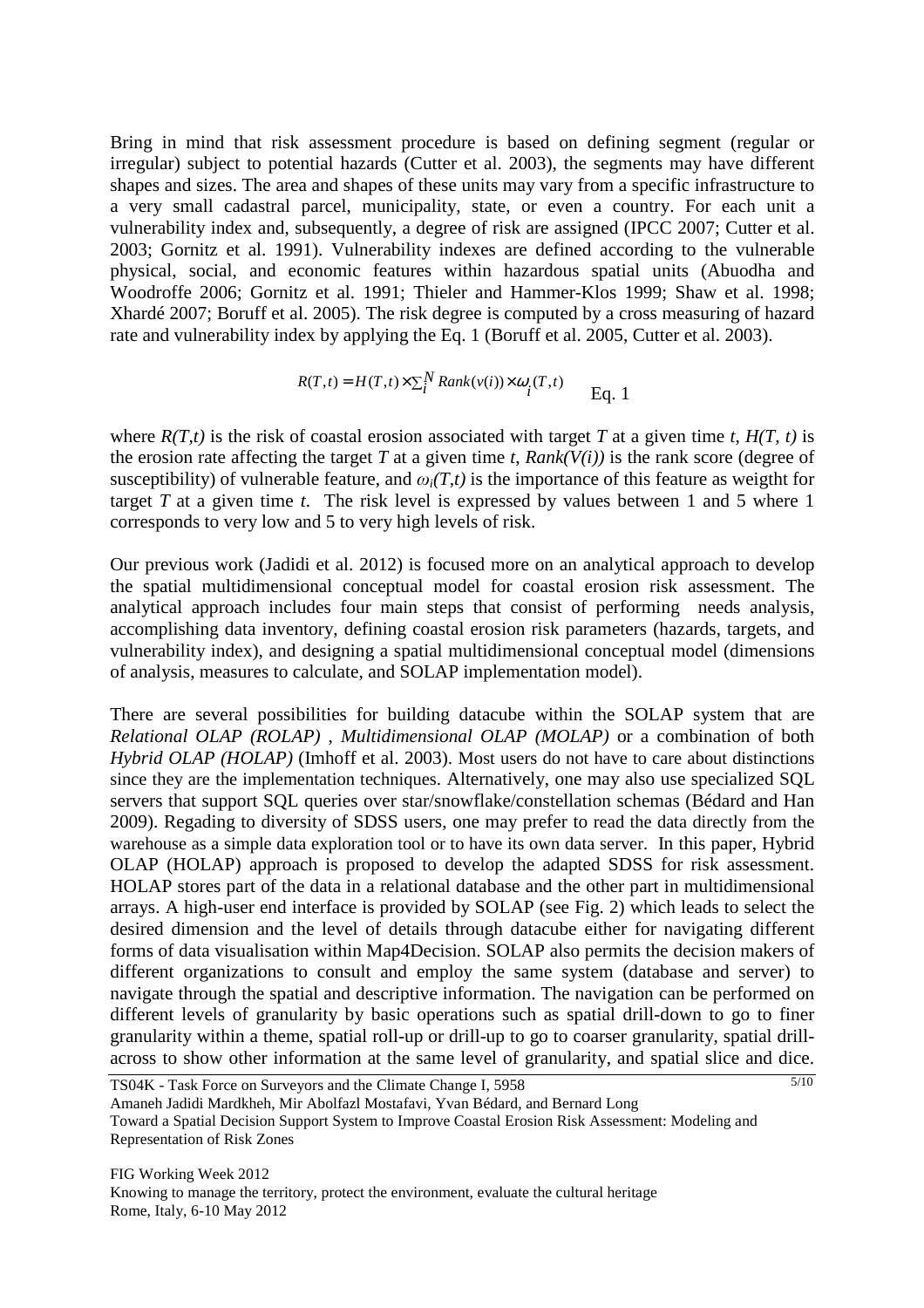Bring in mind that risk assessment procedure is based on defining segment (regular or irregular) subject to potential hazards (Cutter et al. 2003), the segments may have different shapes and sizes. The area and shapes of these units may vary from a specific infrastructure to a very small cadastral parcel, municipality, state, or even a country. For each unit a vulnerability index and, subsequently, a degree of risk are assigned (IPCC 2007; Cutter et al. 2003; Gornitz et al. 1991). Vulnerability indexes are defined according to the vulnerable physical, social, and economic features within hazardous spatial units (Abuodha and Woodroffe 2006; Gornitz et al. 1991; Thieler and Hammer-Klos 1999; Shaw et al. 1998; Xhardé 2007; Boruff et al. 2005). The risk degree is computed by a cross measuring of hazard rate and vulnerability index by applying the Eq. 1 (Boruff et al. 2005, Cutter et al. 2003).

$$R(T,t) = H(T,t) \times \sum_{i}^{N} Rank(v(i)) \times \omega_{i}(T,t) \quad \text{Eq. 1}$$

where $R(T,t)$ is the risk of coastal erosion associated with target $T$ at a given time $t$, $H(T, t)$ is the erosion rate affecting the target $T$ at a given time $t$, $Rank(V(i))$ is the rank score (degree of susceptibility) of vulnerable feature, and $\omega_i(T,t)$ is the importance of this feature as weigtht for target $T$ at a given time $t$. The risk level is expressed by values between 1 and 5 where 1 corresponds to very low and 5 to very high levels of risk.

Our previous work (Jadidi et al. 2012) is focused more on an analytical approach to develop the spatial multidimensional conceptual model for coastal erosion risk assessment. The analytical approach includes four main steps that consist of performing needs analysis, accomplishing data inventory, defining coastal erosion risk parameters (hazards, targets, and vulnerability index), and designing a spatial multidimensional conceptual model (dimensions of analysis, measures to calculate, and SOLAP implementation model).

There are several possibilities for building datacube within the SOLAP system that are *Relational OLAP (ROLAP)* , *Multidimensional OLAP (MOLAP)* or a combination of both *Hybrid OLAP (HOLAP)* (Imhoff et al. 2003). Most users do not have to care about distinctions since they are the implementation techniques. Alternatively, one may also use specialized SQL servers that support SQL queries over star/snowflake/constellation schemas (Bédard and Han 2009). Regading to diversity of SDSS users, one may prefer to read the data directly from the warehouse as a simple data exploration tool or to have its own data server. In this paper, Hybrid OLAP (HOLAP) approach is proposed to develop the adapted SDSS for risk assessment. HOLAP stores part of the data in a relational database and the other part in multidimensional arrays. A high-user end interface is provided by SOLAP (see Fig. 2) which leads to select the desired dimension and the level of details through datacube either for navigating different forms of data visualisation within Map4Decision. SOLAP also permits the decision makers of different organizations to consult and employ the same system (database and server) to navigate through the spatial and descriptive information. The navigation can be performed on different levels of granularity by basic operations such as spatial drill-down to go to finer granularity within a theme, spatial roll-up or drill-up to go to coarser granularity, spatial drill-across to show other information at the same level of granularity, and spatial slice and dice.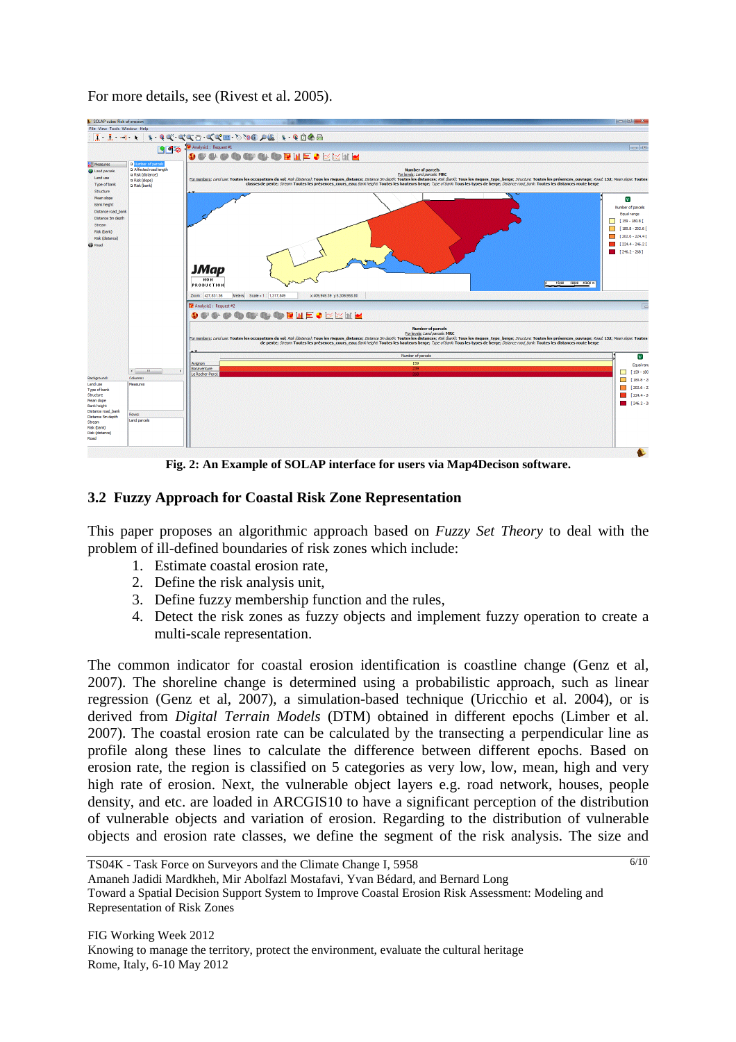For more details, see (Rivest et al. 2005).

**Fig. 2: An Example of SOLAP interface for users via Map4Decison software.**

## 3.2 Fuzzy Approach for Coastal Risk Zone Representation

This paper proposes an algorithmic approach based on *Fuzzy Set Theory* to deal with the problem of ill-defined boundaries of risk zones which include:

1. Estimate coastal erosion rate,
2. Define the risk analysis unit,
3. Define fuzzy membership function and the rules,
4. Detect the risk zones as fuzzy objects and implement fuzzy operation to create a multi-scale representation.

The common indicator for coastal erosion identification is coastline change (Genz et al, 2007). The shoreline change is determined using a probabilistic approach, such as linear regression (Genz et al, 2007), a simulation-based technique (Uricchio et al. 2004), or is derived from *Digital Terrain Models* (DTM) obtained in different epochs (Limber et al. 2007). The coastal erosion rate can be calculated by the transecting a perpendicular line as profile along these lines to calculate the difference between different epochs. Based on erosion rate, the region is classified on 5 categories as very low, low, mean, high and very high rate of erosion. Next, the vulnerable object layers e.g. road network, houses, people density, and etc. are loaded in ARCGIS10 to have a significant perception of the distribution of vulnerable objects and variation of erosion. Regarding to the distribution of vulnerable objects and erosion rate classes, we define the segment of the risk analysis. The size and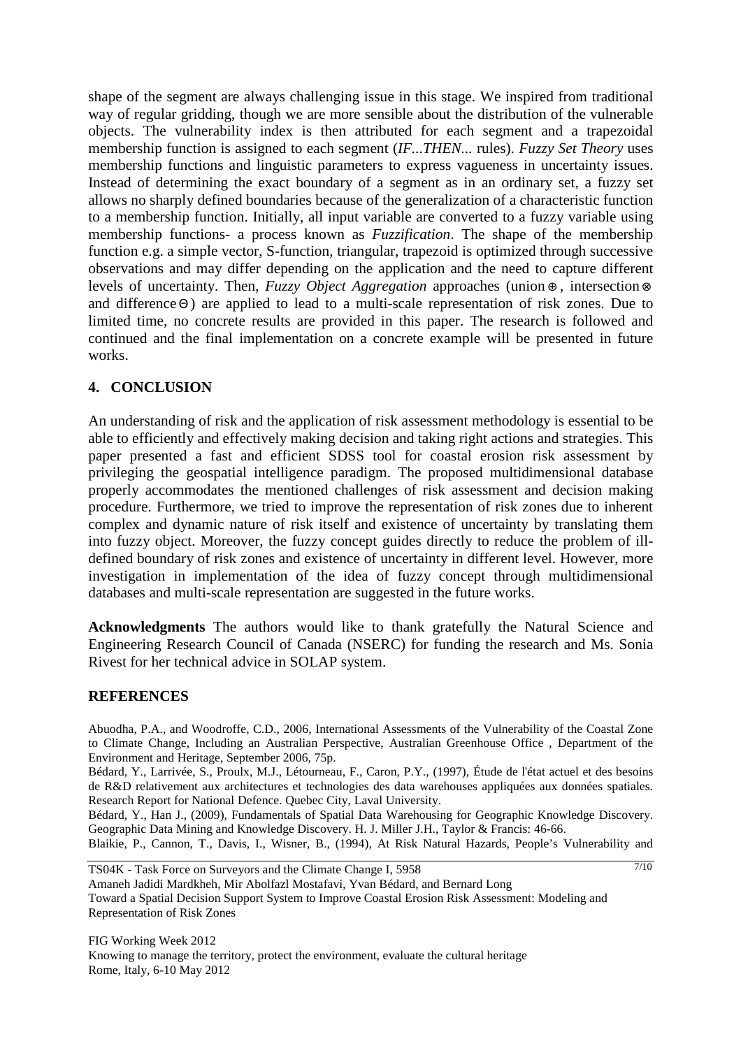shape of the segment are always challenging issue in this stage. We inspired from traditional way of regular gridding, though we are more sensible about the distribution of the vulnerable objects. The vulnerability index is then attributed for each segment and a trapezoidal membership function is assigned to each segment (*IF...THEN...* rules). *Fuzzy Set Theory* uses membership functions and linguistic parameters to express vagueness in uncertainty issues. Instead of determining the exact boundary of a segment as in an ordinary set, a fuzzy set allows no sharply defined boundaries because of the generalization of a characteristic function to a membership function. Initially, all input variable are converted to a fuzzy variable using membership functions- a process known as *Fuzzification*. The shape of the membership function e.g. a simple vector, S-function, triangular, trapezoid is optimized through successive observations and may differ depending on the application and the need to capture different levels of uncertainty. Then, *Fuzzy Object Aggregation* approaches (union $\oplus$, intersection $\otimes$ and difference $\ominus$) are applied to lead to a multi-scale representation of risk zones. Due to limited time, no concrete results are provided in this paper. The research is followed and continued and the final implementation on a concrete example will be presented in future works.

## 4. CONCLUSION

An understanding of risk and the application of risk assessment methodology is essential to be able to efficiently and effectively making decision and taking right actions and strategies. This paper presented a fast and efficient SDSS tool for coastal erosion risk assessment by privileging the geospatial intelligence paradigm. The proposed multidimensional database properly accommodates the mentioned challenges of risk assessment and decision making procedure. Furthermore, we tried to improve the representation of risk zones due to inherent complex and dynamic nature of risk itself and existence of uncertainty by translating them into fuzzy object. Moreover, the fuzzy concept guides directly to reduce the problem of ill-defined boundary of risk zones and existence of uncertainty in different level. However, more investigation in implementation of the idea of fuzzy concept through multidimensional databases and multi-scale representation are suggested in the future works.

**Acknowledgments** The authors would like to thank gratefully the Natural Science and Engineering Research Council of Canada (NSERC) for funding the research and Ms. Sonia Rivest for her technical advice in SOLAP system.

## REFERENCES

Abuodha, P.A., and Woodroffe, C.D., 2006, International Assessments of the Vulnerability of the Coastal Zone to Climate Change, Including an Australian Perspective, Australian Greenhouse Office , Department of the Environment and Heritage, September 2006, 75p.

Bédard, Y., Larrivée, S., Proulx, M.J., Létourneau, F., Caron, P.Y., (1997), Étude de l'état actuel et des besoins de R&D relativement aux architectures et technologies des data warehouses appliquées aux données spatiales. Research Report for National Defence. Quebec City, Laval University.

Bédard, Y., Han J., (2009), Fundamentals of Spatial Data Warehousing for Geographic Knowledge Discovery. Geographic Data Mining and Knowledge Discovery. H. J. Miller J.H., Taylor & Francis: 46-66.

Blaikie, P., Cannon, T., Davis, I., Wisner, B., (1994), At Risk Natural Hazards, People's Vulnerability and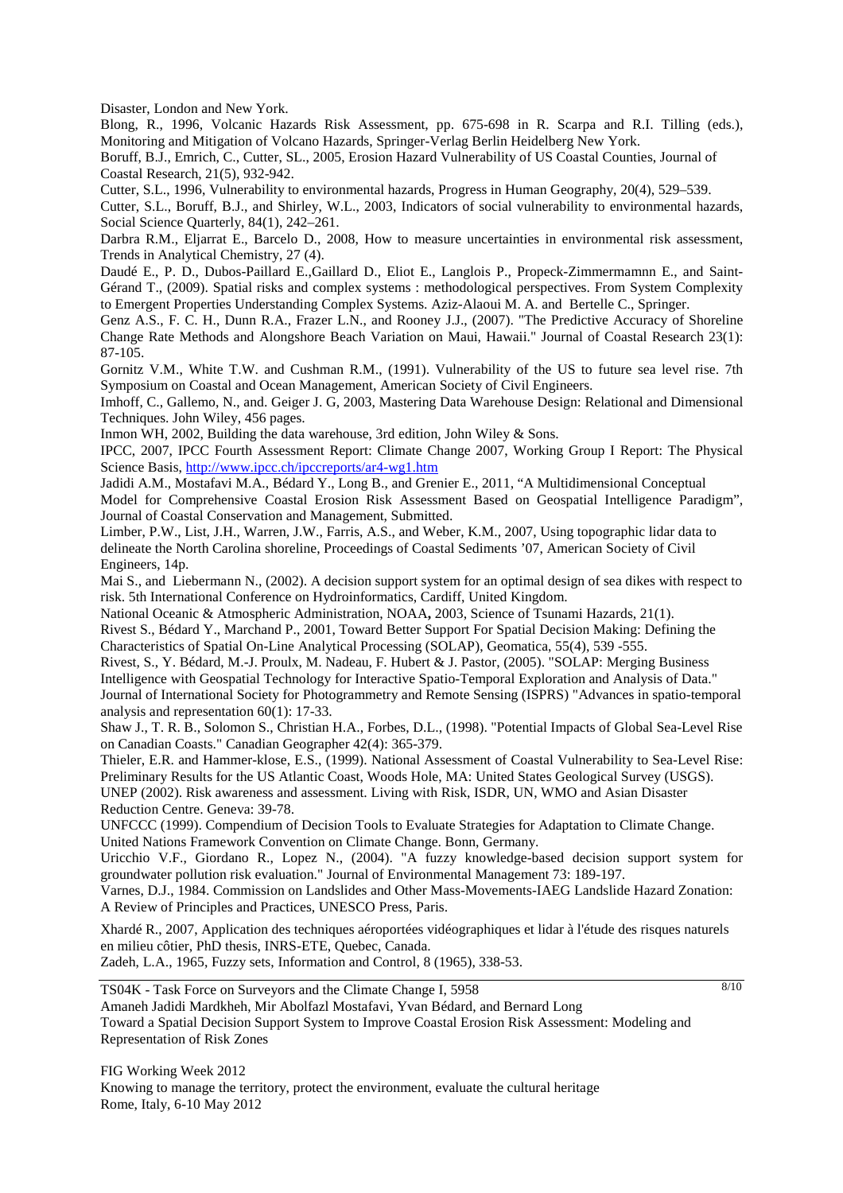Disaster, London and New York.

Blong, R., 1996, Volcanic Hazards Risk Assessment, pp. 675-698 in R. Scarpa and R.I. Tilling (eds.), Monitoring and Mitigation of Volcano Hazards, Springer-Verlag Berlin Heidelberg New York.

Boruff, B.J., Emrich, C., Cutter, SL., 2005, Erosion Hazard Vulnerability of US Coastal Counties, Journal of Coastal Research, 21(5), 932-942.

Cutter, S.L., 1996, Vulnerability to environmental hazards, Progress in Human Geography, 20(4), 529–539.

Cutter, S.L., Boruff, B.J., and Shirley, W.L., 2003, Indicators of social vulnerability to environmental hazards, Social Science Quarterly, 84(1), 242–261.

Darbra R.M., Eljarrat E., Barcelo D., 2008, How to measure uncertainties in environmental risk assessment, Trends in Analytical Chemistry, 27 (4).

Daudé E., P. D., Dubos-Paillard E.,Gaillard D., Eliot E., Langlois P., Propeck-Zimmermamnn E., and Saint-Gérand T., (2009). Spatial risks and complex systems : methodological perspectives. From System Complexity to Emergent Properties Understanding Complex Systems. Aziz-Alaoui M. A. and Bertelle C., Springer.

Genz A.S., F. C. H., Dunn R.A., Frazer L.N., and Rooney J.J., (2007). "The Predictive Accuracy of Shoreline Change Rate Methods and Alongshore Beach Variation on Maui, Hawaii." Journal of Coastal Research 23(1): 87-105.

Gornitz V.M., White T.W. and Cushman R.M., (1991). Vulnerability of the US to future sea level rise. 7th Symposium on Coastal and Ocean Management, American Society of Civil Engineers.

Imhoff, C., Gallemo, N., and. Geiger J. G, 2003, Mastering Data Warehouse Design: Relational and Dimensional Techniques. John Wiley, 456 pages.

Inmon WH, 2002, Building the data warehouse, 3rd edition, John Wiley & Sons.

IPCC, 2007, IPCC Fourth Assessment Report: Climate Change 2007, Working Group I Report: The Physical Science Basis, http://www.ipcc.ch/ipccreports/ar4-wg1.htm

Jadidi A.M., Mostafavi M.A., Bédard Y., Long B., and Grenier E., 2011, "A Multidimensional Conceptual Model for Comprehensive Coastal Erosion Risk Assessment Based on Geospatial Intelligence Paradigm", Journal of Coastal Conservation and Management, Submitted.

Limber, P.W., List, J.H., Warren, J.W., Farris, A.S., and Weber, K.M., 2007, Using topographic lidar data to delineate the North Carolina shoreline, Proceedings of Coastal Sediments '07, American Society of Civil Engineers, 14p.

Mai S., and Liebermann N., (2002). A decision support system for an optimal design of sea dikes with respect to risk. 5th International Conference on Hydroinformatics, Cardiff, United Kingdom.

National Oceanic & Atmospheric Administration, NOAA**,** 2003, Science of Tsunami Hazards, 21(1).

Rivest S., Bédard Y., Marchand P., 2001, Toward Better Support For Spatial Decision Making: Defining the Characteristics of Spatial On-Line Analytical Processing (SOLAP), Geomatica, 55(4), 539 -555.

Rivest, S., Y. Bédard, M.-J. Proulx, M. Nadeau, F. Hubert & J. Pastor, (2005). "SOLAP: Merging Business Intelligence with Geospatial Technology for Interactive Spatio-Temporal Exploration and Analysis of Data." Journal of International Society for Photogrammetry and Remote Sensing (ISPRS) "Advances in spatio-temporal analysis and representation 60(1): 17-33.

Shaw J., T. R. B., Solomon S., Christian H.A., Forbes, D.L., (1998). "Potential Impacts of Global Sea-Level Rise on Canadian Coasts." Canadian Geographer 42(4): 365-379.

Thieler, E.R. and Hammer-klose, E.S., (1999). National Assessment of Coastal Vulnerability to Sea-Level Rise: Preliminary Results for the US Atlantic Coast, Woods Hole, MA: United States Geological Survey (USGS).

UNEP (2002). Risk awareness and assessment. Living with Risk, ISDR, UN, WMO and Asian Disaster Reduction Centre. Geneva: 39-78.

UNFCCC (1999). Compendium of Decision Tools to Evaluate Strategies for Adaptation to Climate Change. United Nations Framework Convention on Climate Change. Bonn, Germany.

Uricchio V.F., Giordano R., Lopez N., (2004). "A fuzzy knowledge-based decision support system for groundwater pollution risk evaluation." Journal of Environmental Management 73: 189-197.

Varnes, D.J., 1984. Commission on Landslides and Other Mass-Movements-IAEG Landslide Hazard Zonation: A Review of Principles and Practices, UNESCO Press, Paris.

Xhardé R., 2007, Application des techniques aéroportées vidéographiques et lidar à l'étude des risques naturels en milieu côtier, PhD thesis, INRS-ETE, Quebec, Canada.

Zadeh, L.A., 1965, Fuzzy sets, Information and Control, 8 (1965), 338-53.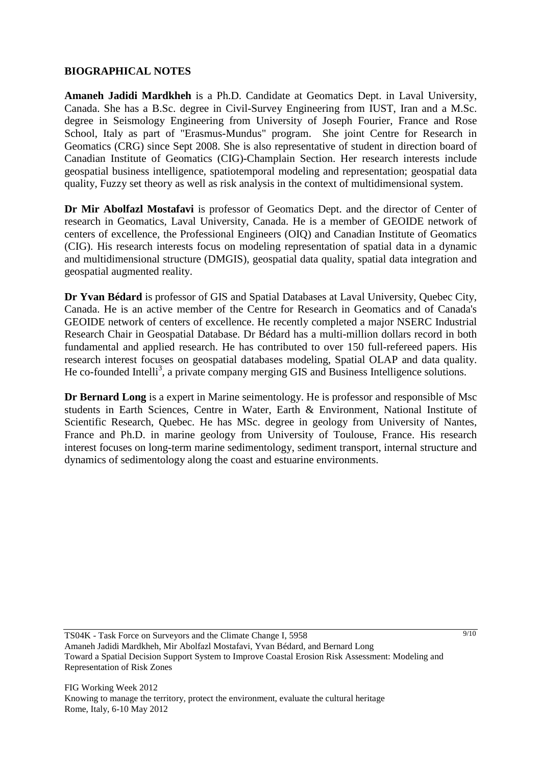## BIOGRAPHICAL NOTES

**Amaneh Jadidi Mardkheh** is a Ph.D. Candidate at Geomatics Dept. in Laval University, Canada. She has a B.Sc. degree in Civil-Survey Engineering from IUST, Iran and a M.Sc. degree in Seismology Engineering from University of Joseph Fourier, France and Rose School, Italy as part of "Erasmus-Mundus" program. She joint Centre for Research in Geomatics (CRG) since Sept 2008. She is also representative of student in direction board of Canadian Institute of Geomatics (CIG)-Champlain Section. Her research interests include geospatial business intelligence, spatiotemporal modeling and representation; geospatial data quality, Fuzzy set theory as well as risk analysis in the context of multidimensional system.

**Dr Mir Abolfazl Mostafavi** is professor of Geomatics Dept. and the director of Center of research in Geomatics, Laval University, Canada. He is a member of GEOIDE network of centers of excellence, the Professional Engineers (OIQ) and Canadian Institute of Geomatics (CIG). His research interests focus on modeling representation of spatial data in a dynamic and multidimensional structure (DMGIS), geospatial data quality, spatial data integration and geospatial augmented reality.

**Dr Yvan Bédard** is professor of GIS and Spatial Databases at Laval University, Quebec City, Canada. He is an active member of the Centre for Research in Geomatics and of Canada's GEOIDE network of centers of excellence. He recently completed a major NSERC Industrial Research Chair in Geospatial Database. Dr Bédard has a multi-million dollars record in both fundamental and applied research. He has contributed to over 150 full-refereed papers. His research interest focuses on geospatial databases modeling, Spatial OLAP and data quality. He co-founded Intelli$^3$, a private company merging GIS and Business Intelligence solutions.

**Dr Bernard Long** is a expert in Marine seimentology. He is professor and responsible of Msc students in Earth Sciences, Centre in Water, Earth & Environment, National Institute of Scientific Research, Quebec. He has MSc. degree in geology from University of Nantes, France and Ph.D. in marine geology from University of Toulouse, France. His research interest focuses on long-term marine sedimentology, sediment transport, internal structure and dynamics of sedimentology along the coast and estuarine environments.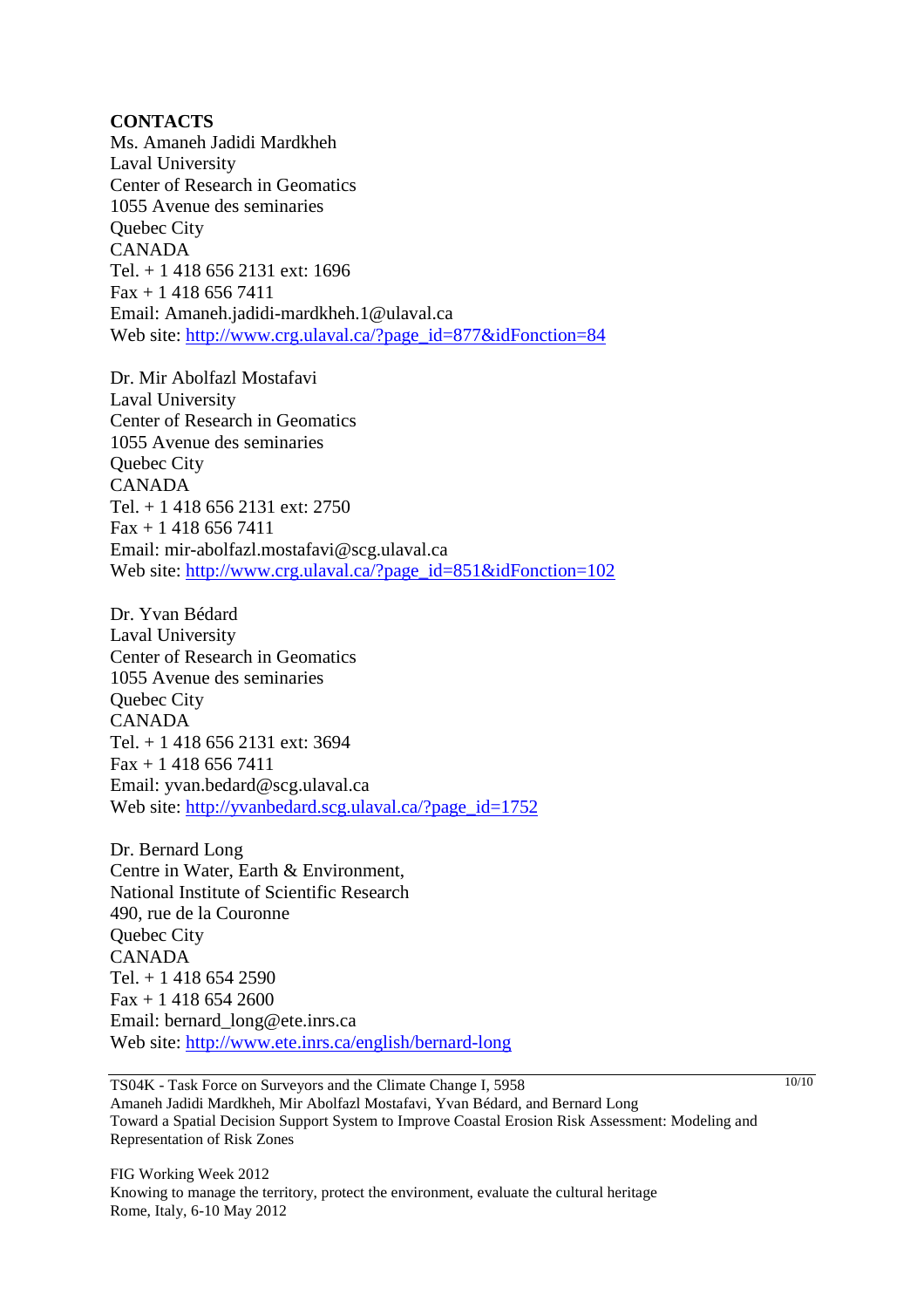**CONTACTS**

Ms. Amaneh Jadidi Mardkheh
Laval University
Center of Research in Geomatics
1055 Avenue des seminaries
Quebec City
CANADA
Tel. + 1 418 656 2131 ext: 1696
Fax + 1 418 656 7411
Email: Amaneh.jadidi-mardkheh.1@ulaval.ca
Web site: http://www.crg.ulaval.ca/?page_id=877&idFonction=84

Dr. Mir Abolfazl Mostafavi
Laval University
Center of Research in Geomatics
1055 Avenue des seminaries
Quebec City
CANADA
Tel. + 1 418 656 2131 ext: 2750
Fax + 1 418 656 7411
Email: mir-abolfazl.mostafavi@scg.ulaval.ca
Web site: http://www.crg.ulaval.ca/?page_id=851&idFonction=102

Dr. Yvan Bédard
Laval University
Center of Research in Geomatics
1055 Avenue des seminaries
Quebec City
CANADA
Tel. + 1 418 656 2131 ext: 3694
Fax + 1 418 656 7411
Email: yvan.bedard@scg.ulaval.ca
Web site: http://yvanbedard.scg.ulaval.ca/?page_id=1752

Dr. Bernard Long
Centre in Water, Earth & Environment,
National Institute of Scientific Research
490, rue de la Couronne
Quebec City
CANADA
Tel. + 1 418 654 2590
Fax + 1 418 654 2600
Email: bernard_long@ete.inrs.ca
Web site: http://www.ete.inrs.ca/english/bernard-long